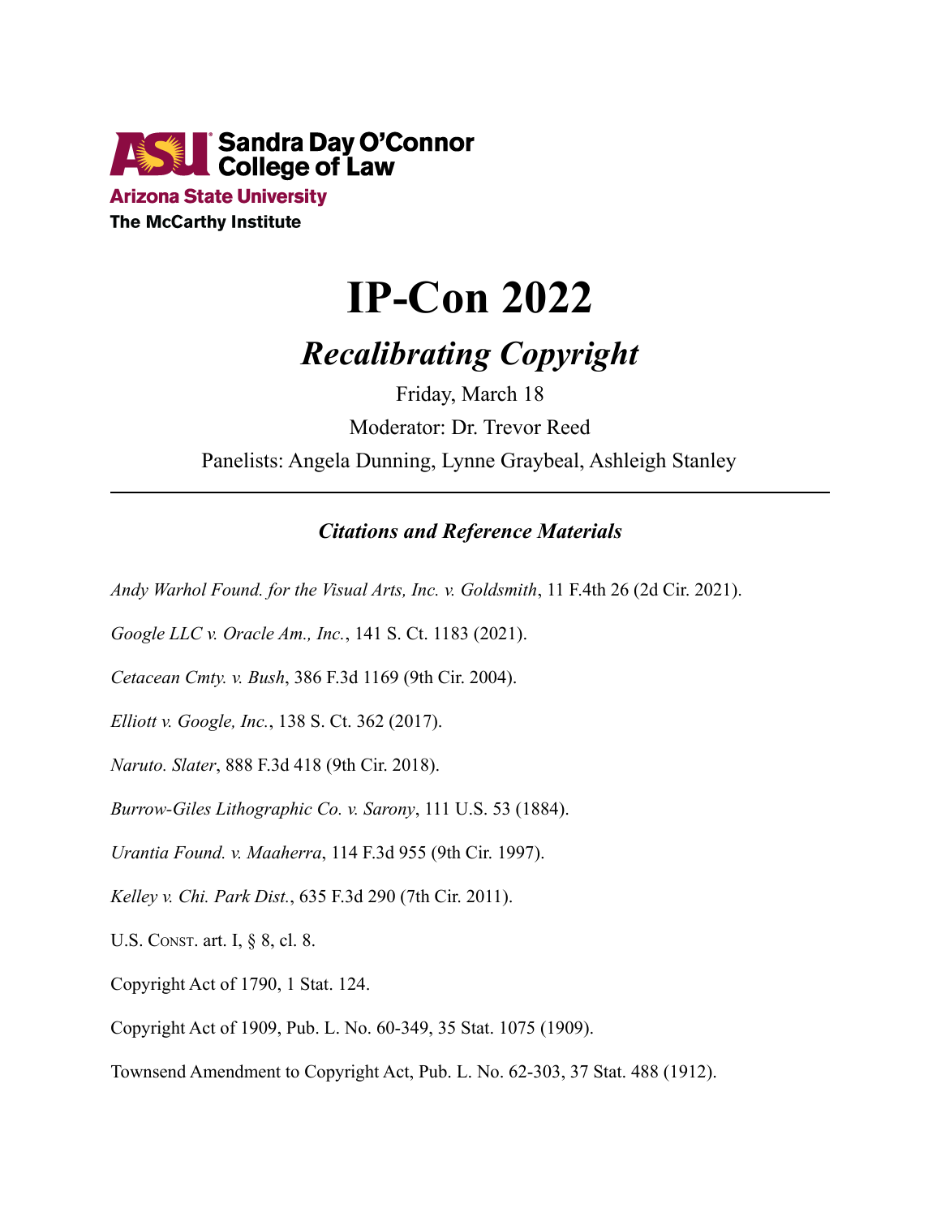Sandra Day O'Connor College of Law
Arizona State University
The McCarthy Institute

# IP-Con 2022

## *Recalibrating Copyright*

Friday, March 18

Moderator: Dr. Trevor Reed

Panelists: Angela Dunning, Lynne Graybeal, Ashleigh Stanley

---

### *Citations and Reference Materials*

*Andy Warhol Found. for the Visual Arts, Inc. v. Goldsmith*, 11 F.4th 26 (2d Cir. 2021).

*Google LLC v. Oracle Am., Inc.*, 141 S. Ct. 1183 (2021).

*Cetacean Cmty. v. Bush*, 386 F.3d 1169 (9th Cir. 2004).

*Elliott v. Google, Inc.*, 138 S. Ct. 362 (2017).

*Naruto. Slater*, 888 F.3d 418 (9th Cir. 2018).

*Burrow-Giles Lithographic Co. v. Sarony*, 111 U.S. 53 (1884).

*Urantia Found. v. Maaherra*, 114 F.3d 955 (9th Cir. 1997).

*Kelley v. Chi. Park Dist.*, 635 F.3d 290 (7th Cir. 2011).

U.S. Const. art. I, § 8, cl. 8.

Copyright Act of 1790, 1 Stat. 124.

Copyright Act of 1909, Pub. L. No. 60-349, 35 Stat. 1075 (1909).

Townsend Amendment to Copyright Act, Pub. L. No. 62-303, 37 Stat. 488 (1912).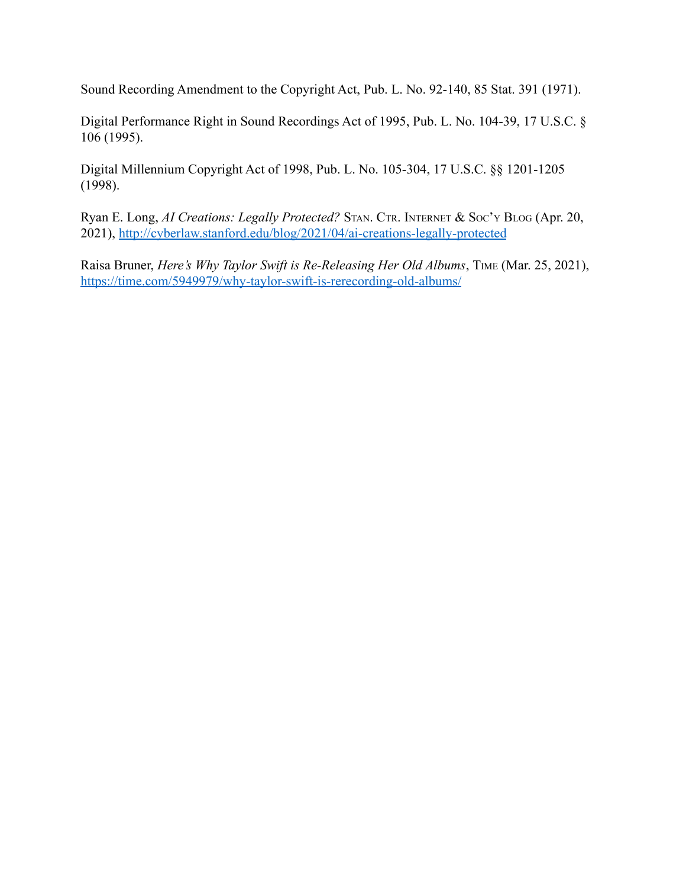Sound Recording Amendment to the Copyright Act, Pub. L. No. 92-140, 85 Stat. 391 (1971).

Digital Performance Right in Sound Recordings Act of 1995, Pub. L. No. 104-39, 17 U.S.C. § 106 (1995).

Digital Millennium Copyright Act of 1998, Pub. L. No. 105-304, 17 U.S.C. §§ 1201-1205 (1998).

Ryan E. Long, *AI Creations: Legally Protected?* STAN. CTR. INTERNET & SOC'Y BLOG (Apr. 20, 2021), http://cyberlaw.stanford.edu/blog/2021/04/ai-creations-legally-protected

Raisa Bruner, *Here's Why Taylor Swift is Re-Releasing Her Old Albums*, TIME (Mar. 25, 2021), https://time.com/5949979/why-taylor-swift-is-rerecording-old-albums/